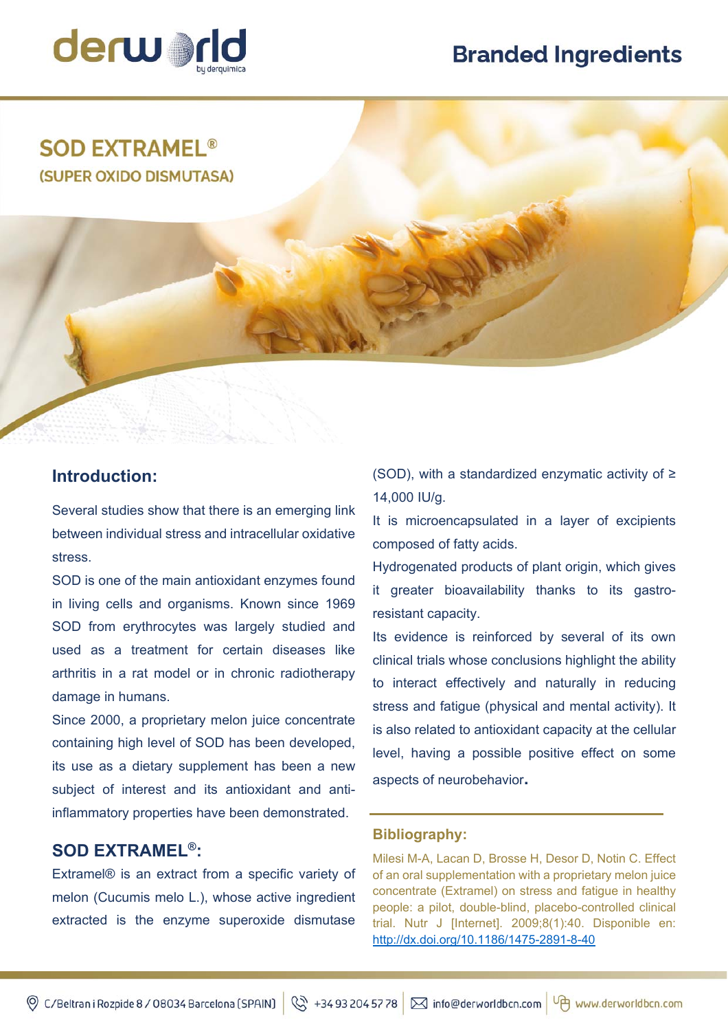derworld by derquimica

# Branded Ingredients

## SOD EXTRAMEL®

### (SUPER OXIDO DISMUTASA)

### Introduction:

Several studies show that there is an emerging link between individual stress and intracellular oxidative stress.

SOD is one of the main antioxidant enzymes found in living cells and organisms. Known since 1969 SOD from erythrocytes was largely studied and used as a treatment for certain diseases like arthritis in a rat model or in chronic radiotherapy damage in humans.

Since 2000, a proprietary melon juice concentrate containing high level of SOD has been developed, its use as a dietary supplement has been a new subject of interest and its antioxidant and anti-inflammatory properties have been demonstrated.

### SOD EXTRAMEL®:

Extramel® is an extract from a specific variety of melon (Cucumis melo L.), whose active ingredient extracted is the enzyme superoxide dismutase (SOD), with a standardized enzymatic activity of ≥ 14,000 IU/g.

It is microencapsulated in a layer of excipients composed of fatty acids.

Hydrogenated products of plant origin, which gives it greater bioavailability thanks to its gastro-resistant capacity.

Its evidence is reinforced by several of its own clinical trials whose conclusions highlight the ability to interact effectively and naturally in reducing stress and fatigue (physical and mental activity). It is also related to antioxidant capacity at the cellular level, having a possible positive effect on some aspects of neurobehavior.

### Bibliography:

Milesi M-A, Lacan D, Brosse H, Desor D, Notin C. Effect of an oral supplementation with a proprietary melon juice concentrate (Extramel) on stress and fatigue in healthy people: a pilot, double-blind, placebo-controlled clinical trial. Nutr J [Internet]. 2009;8(1):40. Disponible en: http://dx.doi.org/10.1186/1475-2891-8-40

C/Beltran i Rozpide 8 / 08034 Barcelona (SPAIN) | +34 93 204 57 78 | info@derworldbcn.com | www.derworldbcn.com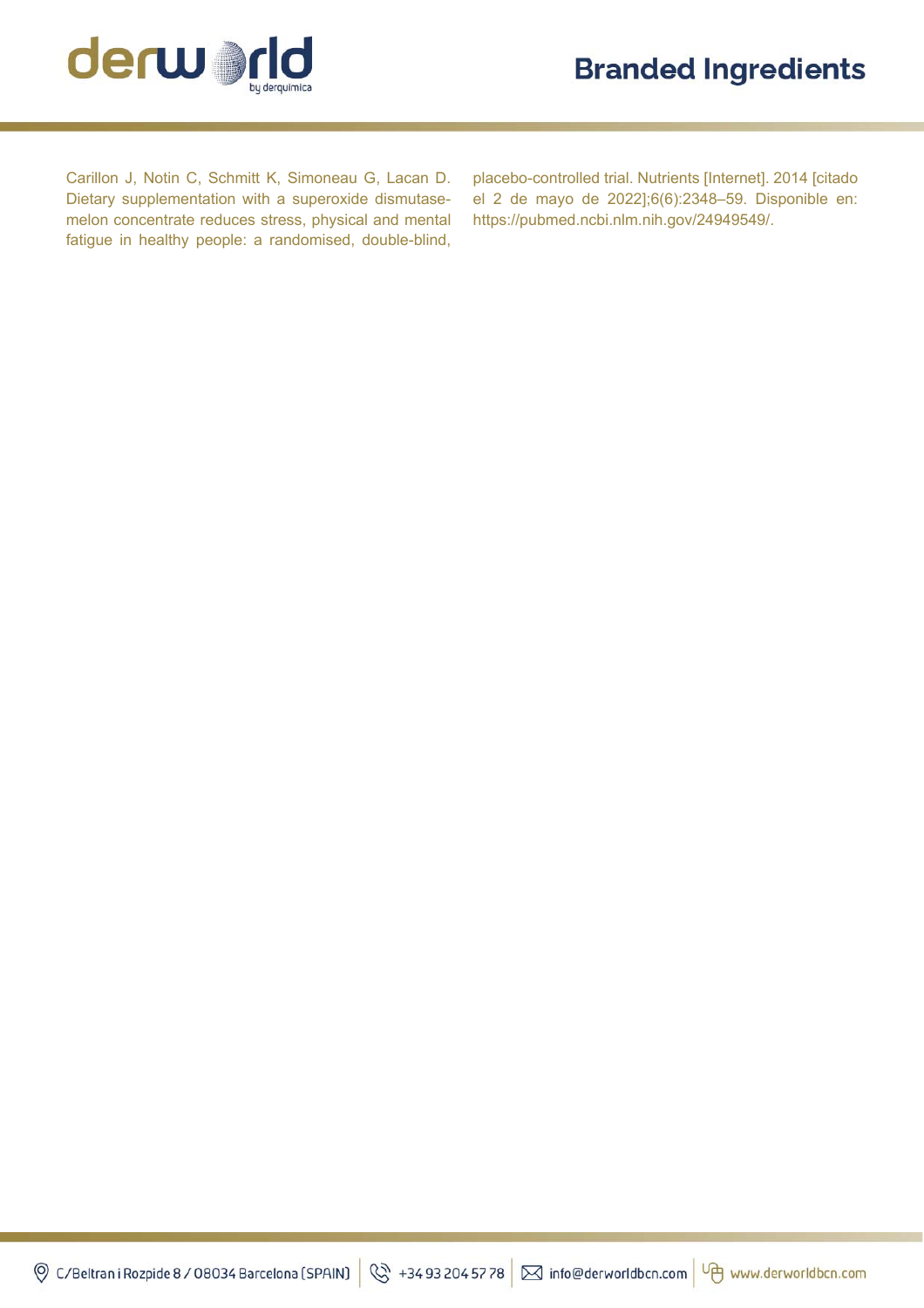Carillon J, Notin C, Schmitt K, Simoneau G, Lacan D. Dietary supplementation with a superoxide dismutase-melon concentrate reduces stress, physical and mental fatigue in healthy people: a randomised, double-blind, placebo-controlled trial. Nutrients [Internet]. 2014 [citado el 2 de mayo de 2022];6(6):2348–59. Disponible en: https://pubmed.ncbi.nlm.nih.gov/24949549/.